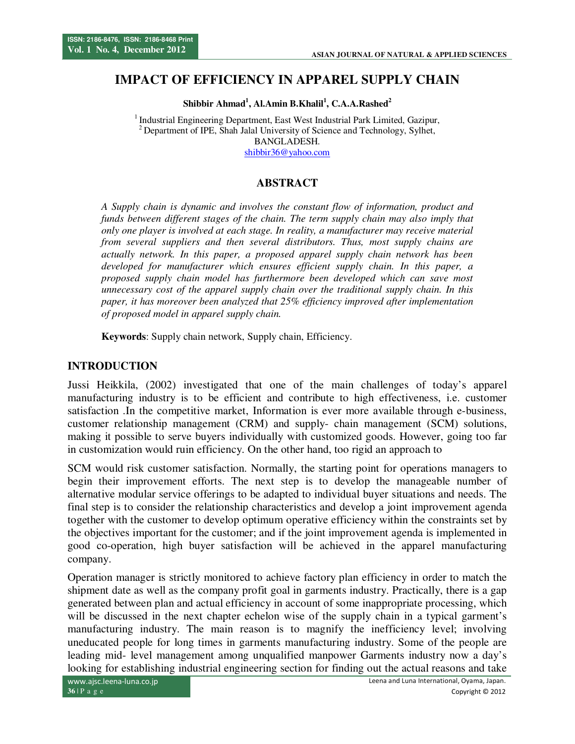# IMPACT OF EFFICIENCY IN APPAREL SUPPLY CHAIN

**Shibbir Ahmad[1], Al.Amin B.Khalil[1], C.A.A.Rashed[2]**

[1] Industrial Engineering Department, East West Industrial Park Limited, Gazipur,
[2] Department of IPE, Shah Jalal University of Science and Technology, Sylhet,
BANGLADESH.
shibbir36@yahoo.com

## ABSTRACT

*A Supply chain is dynamic and involves the constant flow of information, product and funds between different stages of the chain. The term supply chain may also imply that only one player is involved at each stage. In reality, a manufacturer may receive material from several suppliers and then several distributors. Thus, most supply chains are actually network. In this paper, a proposed apparel supply chain network has been developed for manufacturer which ensures efficient supply chain. In this paper, a proposed supply chain model has furthermore been developed which can save most unnecessary cost of the apparel supply chain over the traditional supply chain. In this paper, it has moreover been analyzed that 25% efficiency improved after implementation of proposed model in apparel supply chain.*

**Keywords**: Supply chain network, Supply chain, Efficiency.

## INTRODUCTION

Jussi Heikkila, (2002) investigated that one of the main challenges of today's apparel manufacturing industry is to be efficient and contribute to high effectiveness, i.e. customer satisfaction .In the competitive market, Information is ever more available through e-business, customer relationship management (CRM) and supply- chain management (SCM) solutions, making it possible to serve buyers individually with customized goods. However, going too far in customization would ruin efficiency. On the other hand, too rigid an approach to

SCM would risk customer satisfaction. Normally, the starting point for operations managers to begin their improvement efforts. The next step is to develop the manageable number of alternative modular service offerings to be adapted to individual buyer situations and needs. The final step is to consider the relationship characteristics and develop a joint improvement agenda together with the customer to develop optimum operative efficiency within the constraints set by the objectives important for the customer; and if the joint improvement agenda is implemented in good co-operation, high buyer satisfaction will be achieved in the apparel manufacturing company.

Operation manager is strictly monitored to achieve factory plan efficiency in order to match the shipment date as well as the company profit goal in garments industry. Practically, there is a gap generated between plan and actual efficiency in account of some inappropriate processing, which will be discussed in the next chapter echelon wise of the supply chain in a typical garment's manufacturing industry. The main reason is to magnify the inefficiency level; involving uneducated people for long times in garments manufacturing industry. Some of the people are leading mid- level management among unqualified manpower Garments industry now a day's looking for establishing industrial engineering section for finding out the actual reasons and take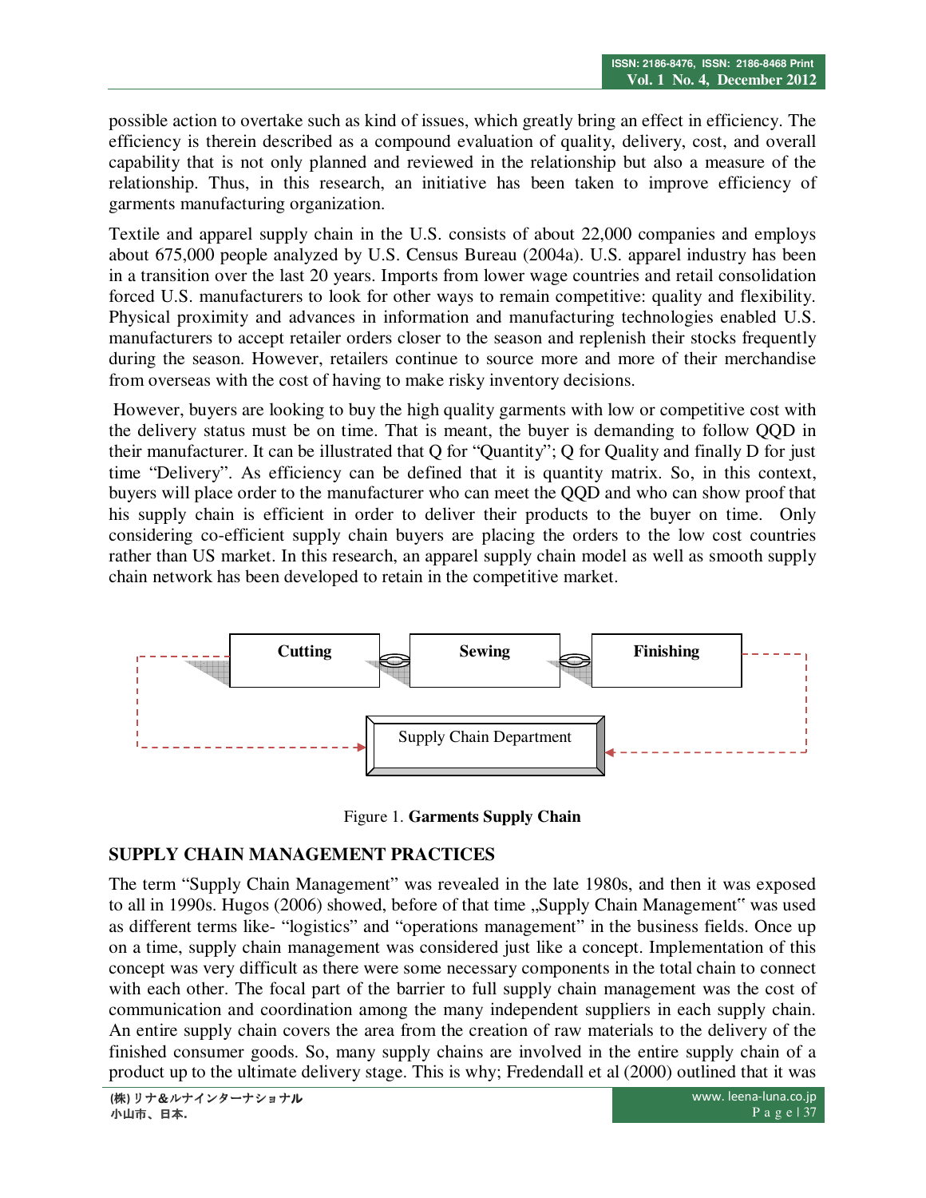possible action to overtake such as kind of issues, which greatly bring an effect in efficiency. The efficiency is therein described as a compound evaluation of quality, delivery, cost, and overall capability that is not only planned and reviewed in the relationship but also a measure of the relationship. Thus, in this research, an initiative has been taken to improve efficiency of garments manufacturing organization.

Textile and apparel supply chain in the U.S. consists of about 22,000 companies and employs about 675,000 people analyzed by U.S. Census Bureau (2004a). U.S. apparel industry has been in a transition over the last 20 years. Imports from lower wage countries and retail consolidation forced U.S. manufacturers to look for other ways to remain competitive: quality and flexibility. Physical proximity and advances in information and manufacturing technologies enabled U.S. manufacturers to accept retailer orders closer to the season and replenish their stocks frequently during the season. However, retailers continue to source more and more of their merchandise from overseas with the cost of having to make risky inventory decisions.

However, buyers are looking to buy the high quality garments with low or competitive cost with the delivery status must be on time. That is meant, the buyer is demanding to follow QQD in their manufacturer. It can be illustrated that Q for "Quantity"; Q for Quality and finally D for just time "Delivery". As efficiency can be defined that it is quantity matrix. So, in this context, buyers will place order to the manufacturer who can meet the QQD and who can show proof that his supply chain is efficient in order to deliver their products to the buyer on time. Only considering co-efficient supply chain buyers are placing the orders to the low cost countries rather than US market. In this research, an apparel supply chain model as well as smooth supply chain network has been developed to retain in the competitive market.

Cutting → Sewing → Finishing

Supply Chain Department

Figure 1. **Garments Supply Chain**

## SUPPLY CHAIN MANAGEMENT PRACTICES

The term "Supply Chain Management" was revealed in the late 1980s, and then it was exposed to all in 1990s. Hugos (2006) showed, before of that time „Supply Chain Management" was used as different terms like- "logistics" and "operations management" in the business fields. Once up on a time, supply chain management was considered just like a concept. Implementation of this concept was very difficult as there were some necessary components in the total chain to connect with each other. The focal part of the barrier to full supply chain management was the cost of communication and coordination among the many independent suppliers in each supply chain. An entire supply chain covers the area from the creation of raw materials to the delivery of the finished consumer goods. So, many supply chains are involved in the entire supply chain of a product up to the ultimate delivery stage. This is why; Fredendall et al (2000) outlined that it was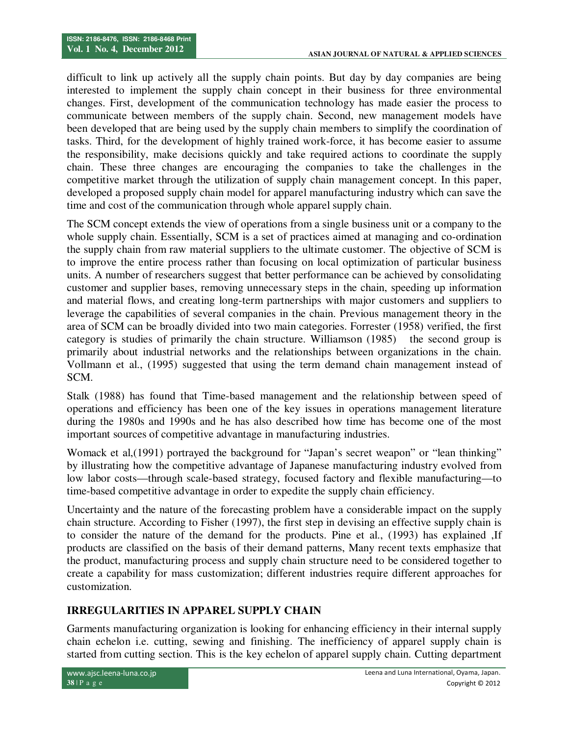difficult to link up actively all the supply chain points. But day by day companies are being interested to implement the supply chain concept in their business for three environmental changes. First, development of the communication technology has made easier the process to communicate between members of the supply chain. Second, new management models have been developed that are being used by the supply chain members to simplify the coordination of tasks. Third, for the development of highly trained work-force, it has become easier to assume the responsibility, make decisions quickly and take required actions to coordinate the supply chain. These three changes are encouraging the companies to take the challenges in the competitive market through the utilization of supply chain management concept. In this paper, developed a proposed supply chain model for apparel manufacturing industry which can save the time and cost of the communication through whole apparel supply chain.

The SCM concept extends the view of operations from a single business unit or a company to the whole supply chain. Essentially, SCM is a set of practices aimed at managing and co-ordination the supply chain from raw material suppliers to the ultimate customer. The objective of SCM is to improve the entire process rather than focusing on local optimization of particular business units. A number of researchers suggest that better performance can be achieved by consolidating customer and supplier bases, removing unnecessary steps in the chain, speeding up information and material flows, and creating long-term partnerships with major customers and suppliers to leverage the capabilities of several companies in the chain. Previous management theory in the area of SCM can be broadly divided into two main categories. Forrester (1958) verified, the first category is studies of primarily the chain structure. Williamson (1985) the second group is primarily about industrial networks and the relationships between organizations in the chain. Vollmann et al., (1995) suggested that using the term demand chain management instead of SCM.

Stalk (1988) has found that Time-based management and the relationship between speed of operations and efficiency has been one of the key issues in operations management literature during the 1980s and 1990s and he has also described how time has become one of the most important sources of competitive advantage in manufacturing industries.

Womack et al,(1991) portrayed the background for "Japan's secret weapon" or "lean thinking" by illustrating how the competitive advantage of Japanese manufacturing industry evolved from low labor costs—through scale-based strategy, focused factory and flexible manufacturing—to time-based competitive advantage in order to expedite the supply chain efficiency.

Uncertainty and the nature of the forecasting problem have a considerable impact on the supply chain structure. According to Fisher (1997), the first step in devising an effective supply chain is to consider the nature of the demand for the products. Pine et al., (1993) has explained ,If products are classified on the basis of their demand patterns, Many recent texts emphasize that the product, manufacturing process and supply chain structure need to be considered together to create a capability for mass customization; different industries require different approaches for customization.

## IRREGULARITIES IN APPAREL SUPPLY CHAIN

Garments manufacturing organization is looking for enhancing efficiency in their internal supply chain echelon i.e. cutting, sewing and finishing. The inefficiency of apparel supply chain is started from cutting section. This is the key echelon of apparel supply chain. Cutting department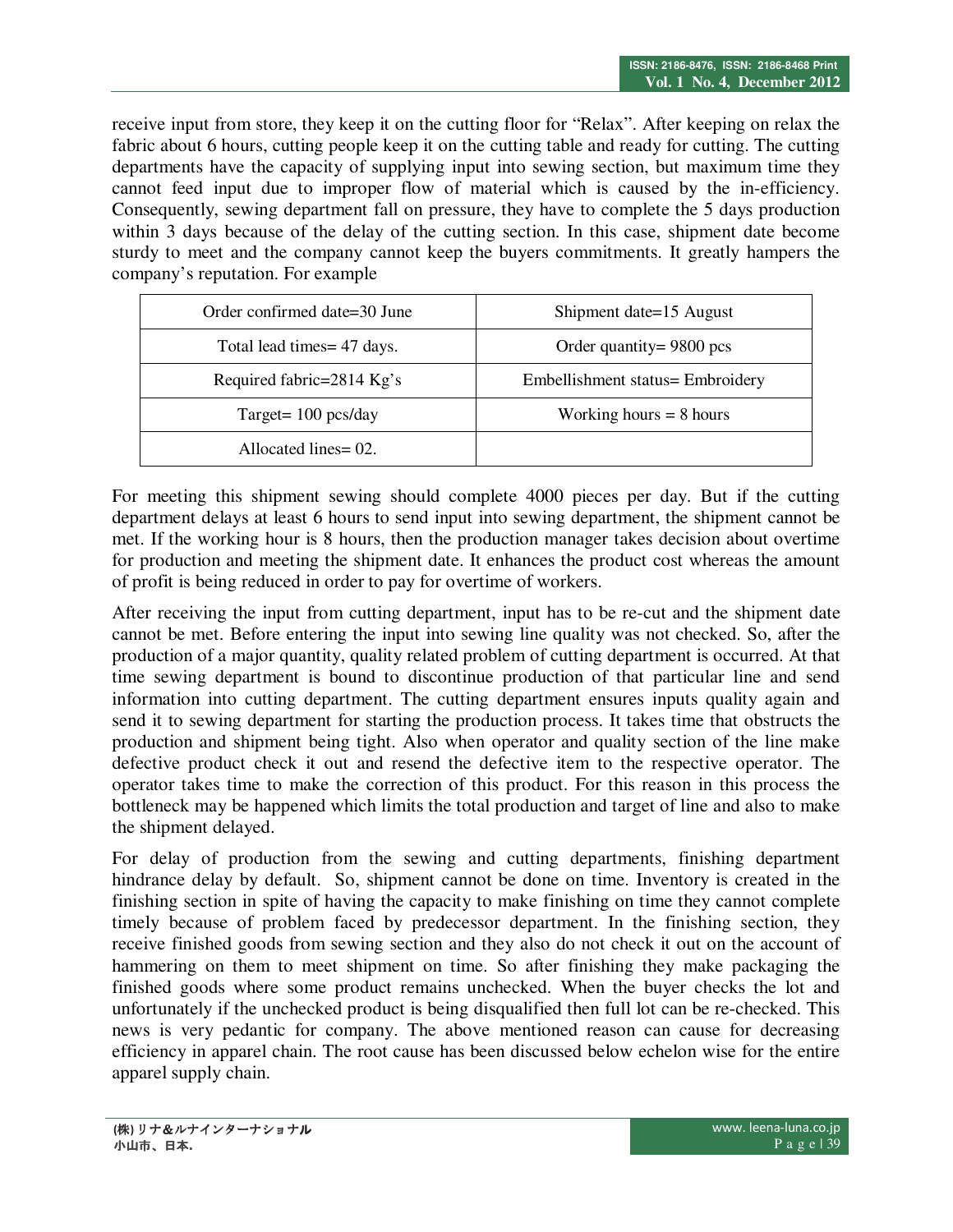receive input from store, they keep it on the cutting floor for "Relax". After keeping on relax the fabric about 6 hours, cutting people keep it on the cutting table and ready for cutting. The cutting departments have the capacity of supplying input into sewing section, but maximum time they cannot feed input due to improper flow of material which is caused by the in-efficiency. Consequently, sewing department fall on pressure, they have to complete the 5 days production within 3 days because of the delay of the cutting section. In this case, shipment date become sturdy to meet and the company cannot keep the buyers commitments. It greatly hampers the company's reputation. For example

| Order confirmed date=30 June | Shipment date=15 August |
|---|---|
| Total lead times= 47 days. | Order quantity= 9800 pcs |
| Required fabric=2814 Kg's | Embellishment status= Embroidery |
| Target= 100 pcs/day | Working hours = 8 hours |
| Allocated lines= 02. | |

For meeting this shipment sewing should complete 4000 pieces per day. But if the cutting department delays at least 6 hours to send input into sewing department, the shipment cannot be met. If the working hour is 8 hours, then the production manager takes decision about overtime for production and meeting the shipment date. It enhances the product cost whereas the amount of profit is being reduced in order to pay for overtime of workers.

After receiving the input from cutting department, input has to be re-cut and the shipment date cannot be met. Before entering the input into sewing line quality was not checked. So, after the production of a major quantity, quality related problem of cutting department is occurred. At that time sewing department is bound to discontinue production of that particular line and send information into cutting department. The cutting department ensures inputs quality again and send it to sewing department for starting the production process. It takes time that obstructs the production and shipment being tight. Also when operator and quality section of the line make defective product check it out and resend the defective item to the respective operator. The operator takes time to make the correction of this product. For this reason in this process the bottleneck may be happened which limits the total production and target of line and also to make the shipment delayed.

For delay of production from the sewing and cutting departments, finishing department hindrance delay by default. So, shipment cannot be done on time. Inventory is created in the finishing section in spite of having the capacity to make finishing on time they cannot complete timely because of problem faced by predecessor department. In the finishing section, they receive finished goods from sewing section and they also do not check it out on the account of hammering on them to meet shipment on time. So after finishing they make packaging the finished goods where some product remains unchecked. When the buyer checks the lot and unfortunately if the unchecked product is being disqualified then full lot can be re-checked. This news is very pedantic for company. The above mentioned reason can cause for decreasing efficiency in apparel chain. The root cause has been discussed below echelon wise for the entire apparel supply chain.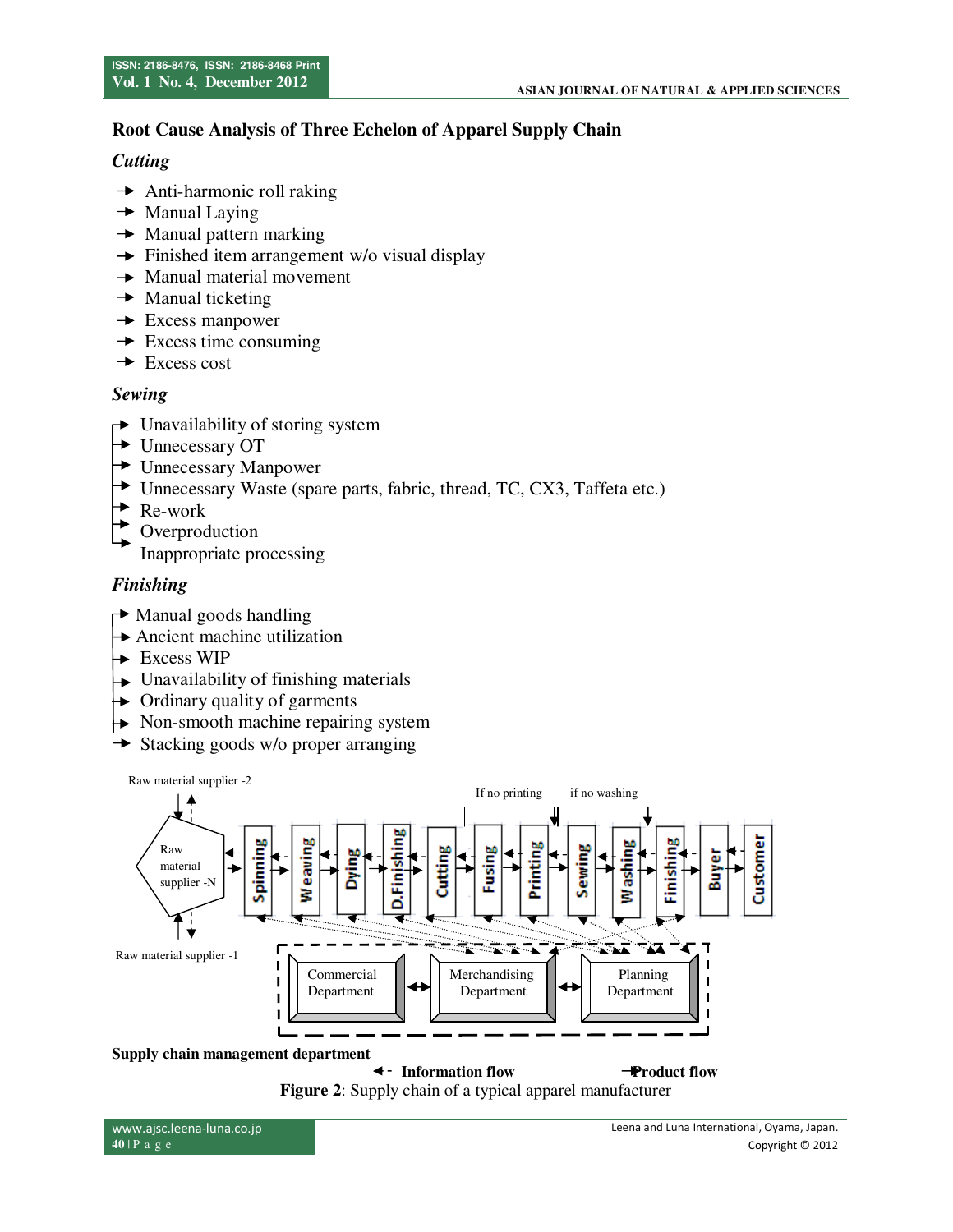## Root Cause Analysis of Three Echelon of Apparel Supply Chain

### *Cutting*

- Anti-harmonic roll raking
- Manual Laying
- Manual pattern marking
- Finished item arrangement w/o visual display
- Manual material movement
- Manual ticketing
- Excess manpower
- Excess time consuming
- Excess cost

### *Sewing*

- Unavailability of storing system
- Unnecessary OT
- Unnecessary Manpower
- Unnecessary Waste (spare parts, fabric, thread, TC, CX3, Taffeta etc.)
- Re-work
- Overproduction
- Inappropriate processing

### *Finishing*

- Manual goods handling
- Ancient machine utilization
- Excess WIP
- Unavailability of finishing materials
- Ordinary quality of garments
- Non-smooth machine repairing system
- Stacking goods w/o proper arranging

Raw material supplier -2

If no printing if no washing

Raw material supplier -N

Spinning, Weaving, Dying, D.Finishing, Cutting, Fusing, Printing, Sewing, Washing, Finishing, Buyer, Customer

Raw material supplier -1

Commercial Department, Merchandising Department, Planning Department

**Supply chain management department**

**Information flow** **Product flow**

**Figure 2**: Supply chain of a typical apparel manufacturer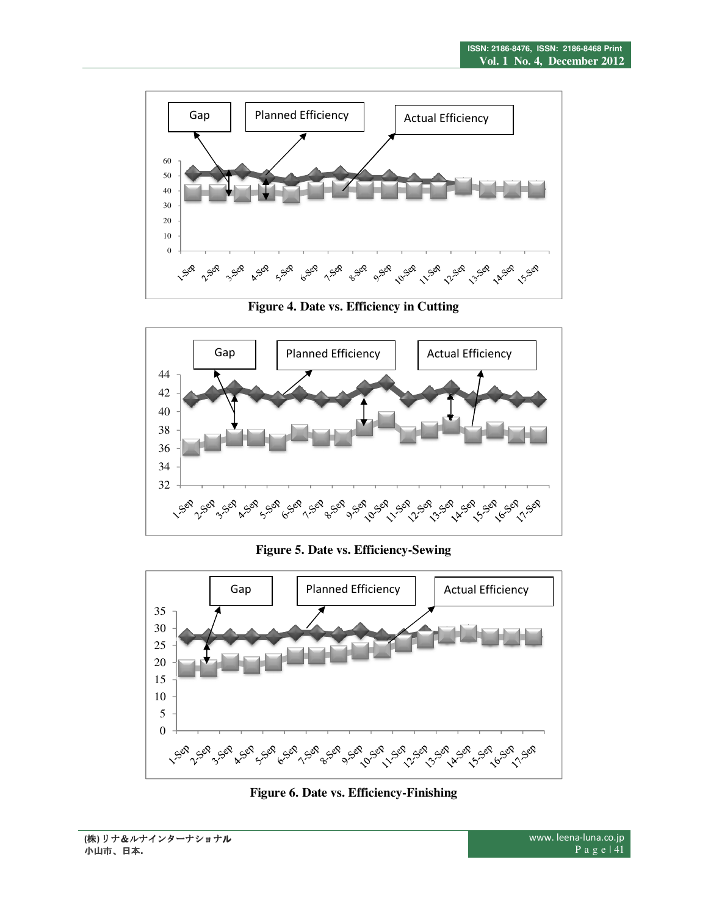Figure 4. Date vs. Efficiency in Cutting

Figure 5. Date vs. Efficiency-Sewing

Figure 6. Date vs. Efficiency-Finishing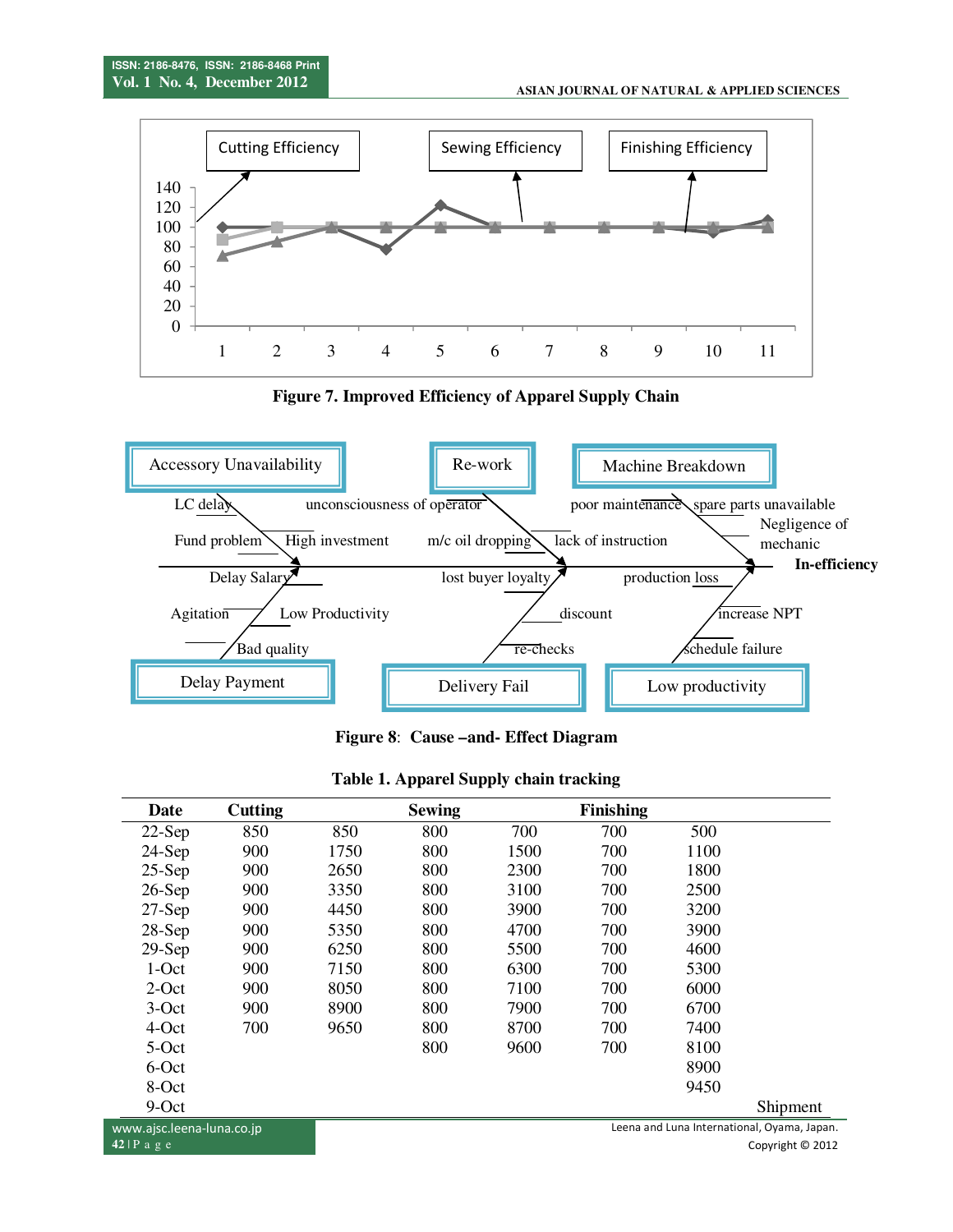Figure 7. Improved Efficiency of Apparel Supply Chain

Figure 8: Cause –and- Effect Diagram

**Table 1. Apparel Supply chain tracking**

| Date | Cutting | | Sewing | | Finishing | | |
|---|---|---|---|---|---|---|---|
| 22-Sep | 850 | 850 | 800 | 700 | 700 | 500 | |
| 24-Sep | 900 | 1750 | 800 | 1500 | 700 | 1100 | |
| 25-Sep | 900 | 2650 | 800 | 2300 | 700 | 1800 | |
| 26-Sep | 900 | 3350 | 800 | 3100 | 700 | 2500 | |
| 27-Sep | 900 | 4450 | 800 | 3900 | 700 | 3200 | |
| 28-Sep | 900 | 5350 | 800 | 4700 | 700 | 3900 | |
| 29-Sep | 900 | 6250 | 800 | 5500 | 700 | 4600 | |
| 1-Oct | 900 | 7150 | 800 | 6300 | 700 | 5300 | |
| 2-Oct | 900 | 8050 | 800 | 7100 | 700 | 6000 | |
| 3-Oct | 900 | 8900 | 800 | 7900 | 700 | 6700 | |
| 4-Oct | 700 | 9650 | 800 | 8700 | 700 | 7400 | |
| 5-Oct | | | 800 | 9600 | 700 | 8100 | |
| 6-Oct | | | | | | 8900 | |
| 8-Oct | | | | | | 9450 | |
| 9-Oct | | | | | | | Shipment |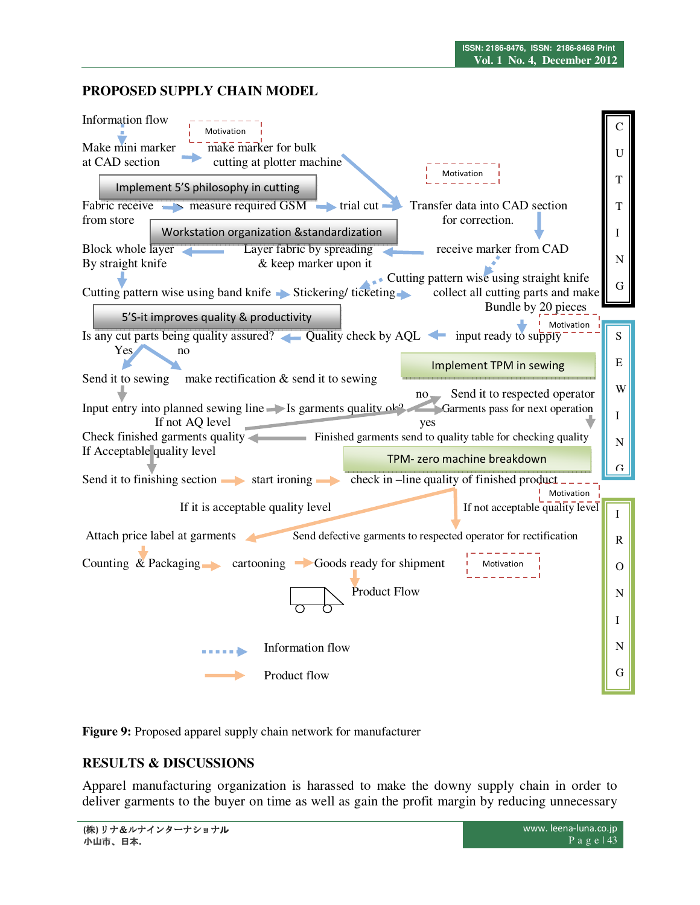## PROPOSED SUPPLY CHAIN MODEL

Information flow

Make mini marker at CAD section → make marker for bulk cutting at plotter machine (Motivation) → Transfer data into CAD section for correction. (Motivation)

**Implement 5'S philosophy in cutting**

Fabric receive from store → measure required GSM → trial cut → Transfer data into CAD section for correction.

**Workstation organization &standardization**

receive marker from CAD → Layer fabric by spreading & keep marker upon it → Block whole layer By straight knife → Cutting pattern wise using band knife → Stickering/ ticketing

receive marker from CAD → Cutting pattern wise using straight knife → Stickering/ ticketing → collect all cutting parts and make Bundle by 20 pieces

**5'S-it improves quality & productivity**

input ready to supply (Motivation) → Quality check by AQL → Is any cut parts being quality assured?

- Yes → Send it to sewing
- no → make rectification & send it to sewing

**Implement TPM in sewing**

Send it to sewing → Input entry into planned sewing line → Is garments quality ok?

- no → Send it to respected operator
- yes → Garments pass for next operation → Finished garments send to quality table for checking quality → Check finished garments quality

Check finished garments quality:

- If not AQ level
- If Acceptable quality level → Send it to finishing section

**TPM- zero machine breakdown**

Send it to finishing section → start ironing → check in –line quality of finished product (Motivation)

- If it is acceptable quality level → Attach price label at garments
- If not acceptable quality level → Send defective garments to respected operator for rectification

Attach price label at garments → Counting & Packaging → cartooning → Goods ready for shipment (Motivation) → Product Flow

Legend: dotted arrow = Information flow; solid arrow = Product flow

Sections: CUTTING | SEWING | IRONING

Figure 9: Proposed apparel supply chain network for manufacturer

## RESULTS & DISCUSSIONS

Apparel manufacturing organization is harassed to make the downy supply chain in order to deliver garments to the buyer on time as well as gain the profit margin by reducing unnecessary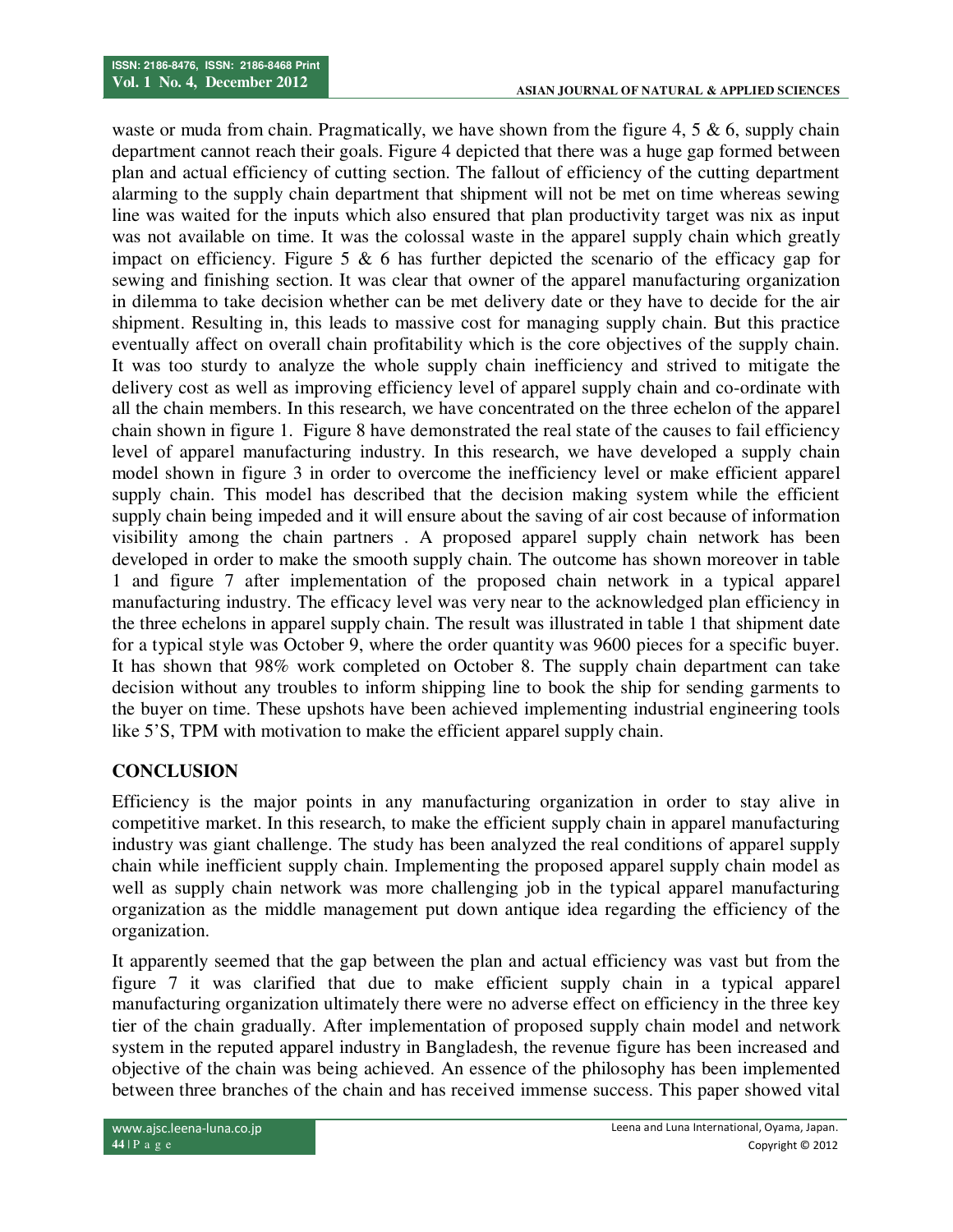waste or muda from chain. Pragmatically, we have shown from the figure 4, 5 & 6, supply chain department cannot reach their goals. Figure 4 depicted that there was a huge gap formed between plan and actual efficiency of cutting section. The fallout of efficiency of the cutting department alarming to the supply chain department that shipment will not be met on time whereas sewing line was waited for the inputs which also ensured that plan productivity target was nix as input was not available on time. It was the colossal waste in the apparel supply chain which greatly impact on efficiency. Figure 5 & 6 has further depicted the scenario of the efficacy gap for sewing and finishing section. It was clear that owner of the apparel manufacturing organization in dilemma to take decision whether can be met delivery date or they have to decide for the air shipment. Resulting in, this leads to massive cost for managing supply chain. But this practice eventually affect on overall chain profitability which is the core objectives of the supply chain. It was too sturdy to analyze the whole supply chain inefficiency and strived to mitigate the delivery cost as well as improving efficiency level of apparel supply chain and co-ordinate with all the chain members. In this research, we have concentrated on the three echelon of the apparel chain shown in figure 1. Figure 8 have demonstrated the real state of the causes to fail efficiency level of apparel manufacturing industry. In this research, we have developed a supply chain model shown in figure 3 in order to overcome the inefficiency level or make efficient apparel supply chain. This model has described that the decision making system while the efficient supply chain being impeded and it will ensure about the saving of air cost because of information visibility among the chain partners . A proposed apparel supply chain network has been developed in order to make the smooth supply chain. The outcome has shown moreover in table 1 and figure 7 after implementation of the proposed chain network in a typical apparel manufacturing industry. The efficacy level was very near to the acknowledged plan efficiency in the three echelons in apparel supply chain. The result was illustrated in table 1 that shipment date for a typical style was October 9, where the order quantity was 9600 pieces for a specific buyer. It has shown that 98% work completed on October 8. The supply chain department can take decision without any troubles to inform shipping line to book the ship for sending garments to the buyer on time. These upshots have been achieved implementing industrial engineering tools like 5'S, TPM with motivation to make the efficient apparel supply chain.

## CONCLUSION

Efficiency is the major points in any manufacturing organization in order to stay alive in competitive market. In this research, to make the efficient supply chain in apparel manufacturing industry was giant challenge. The study has been analyzed the real conditions of apparel supply chain while inefficient supply chain. Implementing the proposed apparel supply chain model as well as supply chain network was more challenging job in the typical apparel manufacturing organization as the middle management put down antique idea regarding the efficiency of the organization.

It apparently seemed that the gap between the plan and actual efficiency was vast but from the figure 7 it was clarified that due to make efficient supply chain in a typical apparel manufacturing organization ultimately there were no adverse effect on efficiency in the three key tier of the chain gradually. After implementation of proposed supply chain model and network system in the reputed apparel industry in Bangladesh, the revenue figure has been increased and objective of the chain was being achieved. An essence of the philosophy has been implemented between three branches of the chain and has received immense success. This paper showed vital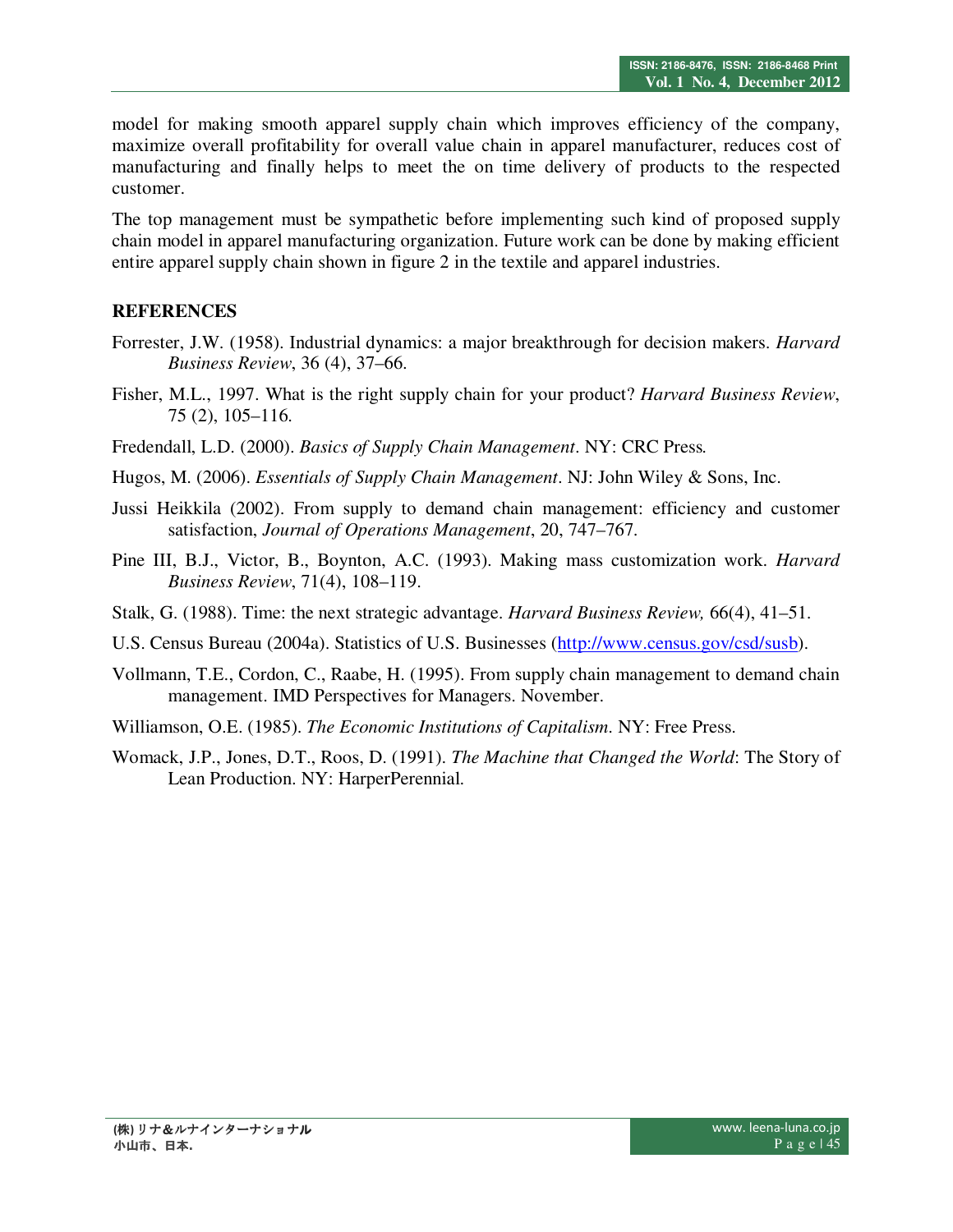model for making smooth apparel supply chain which improves efficiency of the company, maximize overall profitability for overall value chain in apparel manufacturer, reduces cost of manufacturing and finally helps to meet the on time delivery of products to the respected customer.

The top management must be sympathetic before implementing such kind of proposed supply chain model in apparel manufacturing organization. Future work can be done by making efficient entire apparel supply chain shown in figure 2 in the textile and apparel industries.

## REFERENCES

Forrester, J.W. (1958). Industrial dynamics: a major breakthrough for decision makers. *Harvard Business Review*, 36 (4), 37–66.

Fisher, M.L., 1997. What is the right supply chain for your product? *Harvard Business Review*, 75 (2), 105–116.

Fredendall, L.D. (2000). *Basics of Supply Chain Management*. NY: CRC Press.

Hugos, M. (2006). *Essentials of Supply Chain Management*. NJ: John Wiley & Sons, Inc.

Jussi Heikkila (2002). From supply to demand chain management: efficiency and customer satisfaction, *Journal of Operations Management*, 20, 747–767.

Pine III, B.J., Victor, B., Boynton, A.C. (1993). Making mass customization work. *Harvard Business Review*, 71(4), 108–119.

Stalk, G. (1988). Time: the next strategic advantage. *Harvard Business Review,* 66(4), 41–51.

U.S. Census Bureau (2004a). Statistics of U.S. Businesses (http://www.census.gov/csd/susb).

Vollmann, T.E., Cordon, C., Raabe, H. (1995). From supply chain management to demand chain management. IMD Perspectives for Managers. November.

Williamson, O.E. (1985). *The Economic Institutions of Capitalism*. NY: Free Press.

Womack, J.P., Jones, D.T., Roos, D. (1991). *The Machine that Changed the World*: The Story of Lean Production. NY: HarperPerennial.